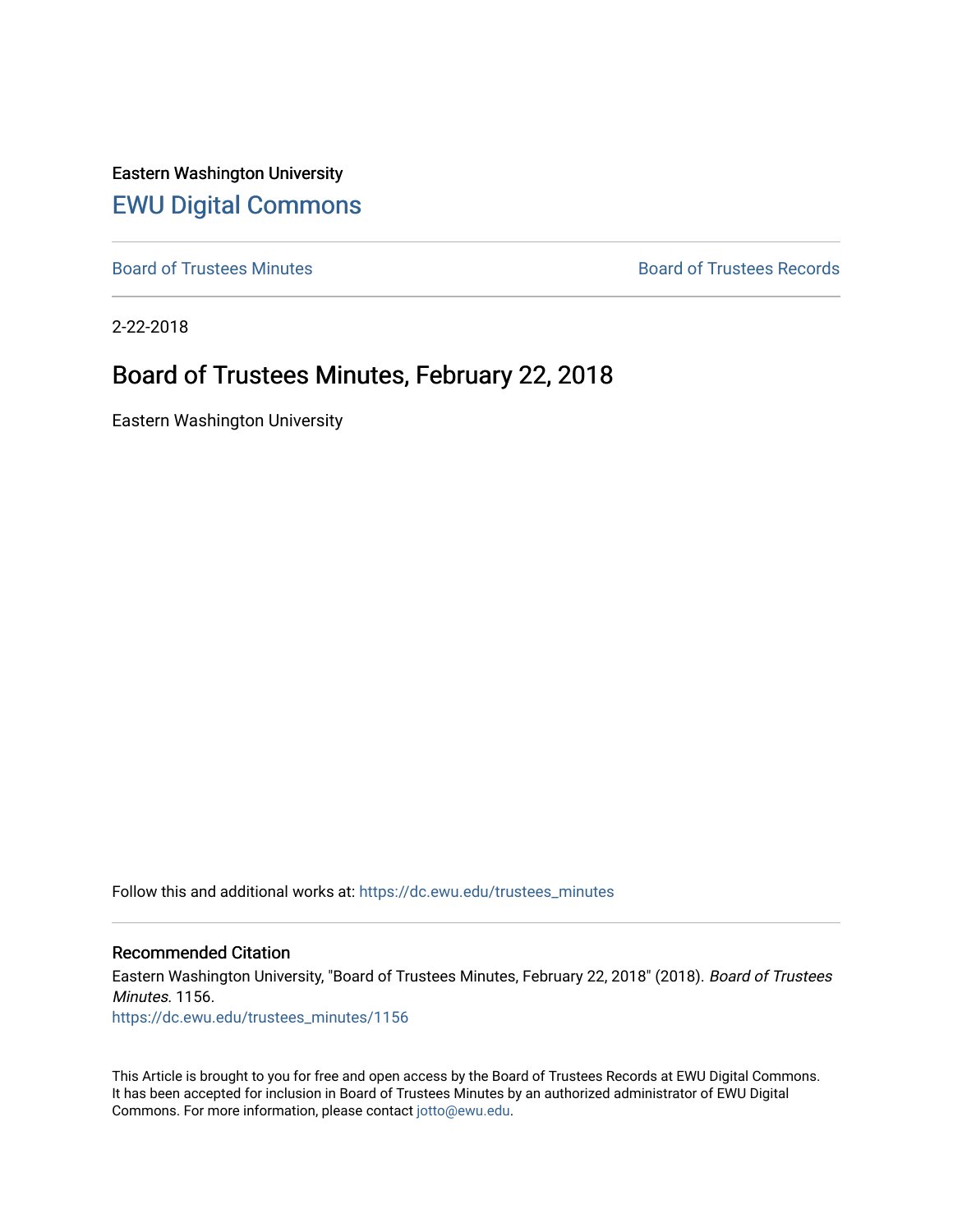Eastern Washington University

# EWU Digital Commons

Board of Trustees Minutes

Board of Trustees Records

2-22-2018

## Board of Trustees Minutes, February 22, 2018

Eastern Washington University

Follow this and additional works at: https://dc.ewu.edu/trustees_minutes

### Recommended Citation

Eastern Washington University, "Board of Trustees Minutes, February 22, 2018" (2018). *Board of Trustees Minutes*. 1156.
https://dc.ewu.edu/trustees_minutes/1156

This Article is brought to you for free and open access by the Board of Trustees Records at EWU Digital Commons. It has been accepted for inclusion in Board of Trustees Minutes by an authorized administrator of EWU Digital Commons. For more information, please contact jotto@ewu.edu.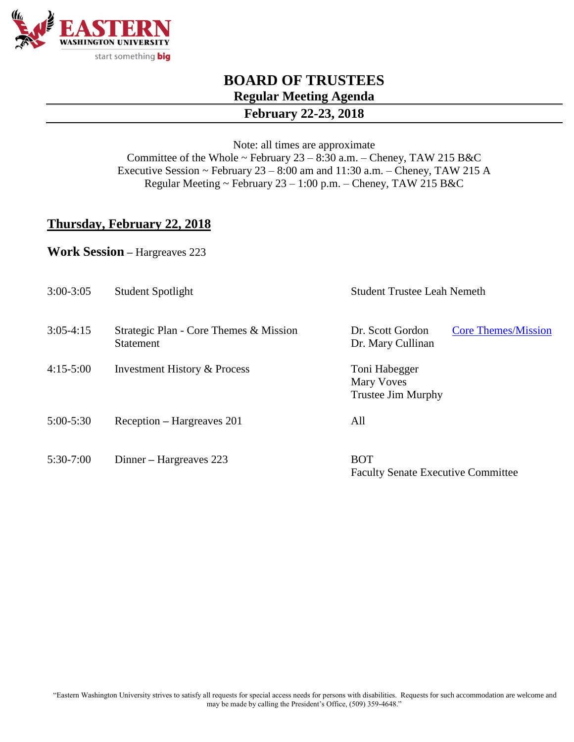# BOARD OF TRUSTEES

## Regular Meeting Agenda

## February 22-23, 2018

Note: all times are approximate
Committee of the Whole ~ February 23 – 8:30 a.m. – Cheney, TAW 215 B&C
Executive Session ~ February 23 – 8:00 am and 11:30 a.m. – Cheney, TAW 215 A
Regular Meeting ~ February 23 – 1:00 p.m. – Cheney, TAW 215 B&C

## Thursday, February 22, 2018

**Work Session** – Hargreaves 223

| Time | Item | Presenter(s) | |
|---|---|---|---|
| 3:00-3:05 | Student Spotlight | Student Trustee Leah Nemeth | |
| 3:05-4:15 | Strategic Plan - Core Themes & Mission Statement | Dr. Scott Gordon<br>Dr. Mary Cullinan | Core Themes/Mission |
| 4:15-5:00 | Investment History & Process | Toni Habegger<br>Mary Voves<br>Trustee Jim Murphy | |
| 5:00-5:30 | Reception – Hargreaves 201 | All | |
| 5:30-7:00 | Dinner – Hargreaves 223 | BOT<br>Faculty Senate Executive Committee | |

"Eastern Washington University strives to satisfy all requests for special access needs for persons with disabilities. Requests for such accommodation are welcome and may be made by calling the President's Office, (509) 359-4648."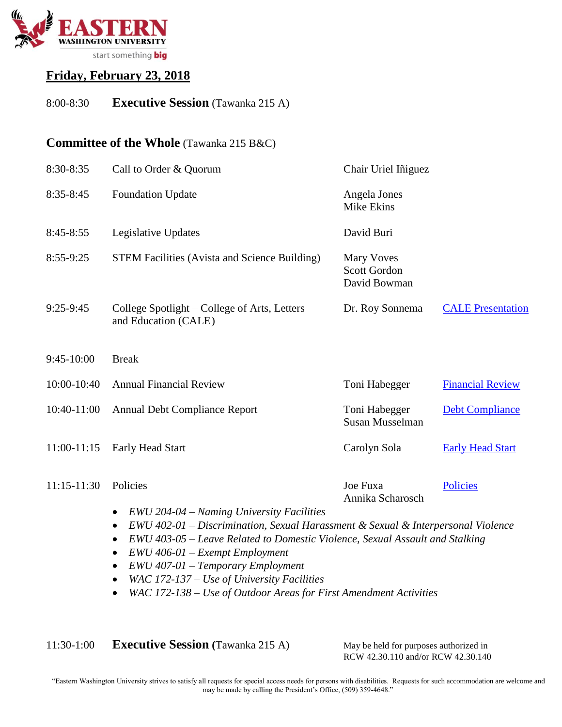EASTERN WASHINGTON UNIVERSITY
start something big

## Friday, February 23, 2018

8:00-8:30 **Executive Session** (Tawanka 215 A)

### Committee of the Whole (Tawanka 215 B&C)

| Time | Item | Presenter(s) | Materials |
|---|---|---|---|
| 8:30-8:35 | Call to Order & Quorum | Chair Uriel Iñiguez | |
| 8:35-8:45 | Foundation Update | Angela Jones<br>Mike Ekins | |
| 8:45-8:55 | Legislative Updates | David Buri | |
| 8:55-9:25 | STEM Facilities (Avista and Science Building) | Mary Voves<br>Scott Gordon<br>David Bowman | |
| 9:25-9:45 | College Spotlight – College of Arts, Letters and Education (CALE) | Dr. Roy Sonnema | CALE Presentation |
| 9:45-10:00 | Break | | |
| 10:00-10:40 | Annual Financial Review | Toni Habegger | Financial Review |
| 10:40-11:00 | Annual Debt Compliance Report | Toni Habegger<br>Susan Musselman | Debt Compliance |
| 11:00-11:15 | Early Head Start | Carolyn Sola | Early Head Start |
| 11:15-11:30 | Policies | Joe Fuxa<br>Annika Scharosch | Policies |

- *EWU 204-04 – Naming University Facilities*
- *EWU 402-01 – Discrimination, Sexual Harassment & Sexual & Interpersonal Violence*
- *EWU 403-05 – Leave Related to Domestic Violence, Sexual Assault and Stalking*
- *EWU 406-01 – Exempt Employment*
- *EWU 407-01 – Temporary Employment*
- *WAC 172-137 – Use of University Facilities*
- *WAC 172-138 – Use of Outdoor Areas for First Amendment Activities*

11:30-1:00 **Executive Session** (Tawanka 215 A) — May be held for purposes authorized in RCW 42.30.110 and/or RCW 42.30.140

"Eastern Washington University strives to satisfy all requests for special access needs for persons with disabilities. Requests for such accommodation are welcome and may be made by calling the President's Office, (509) 359-4648."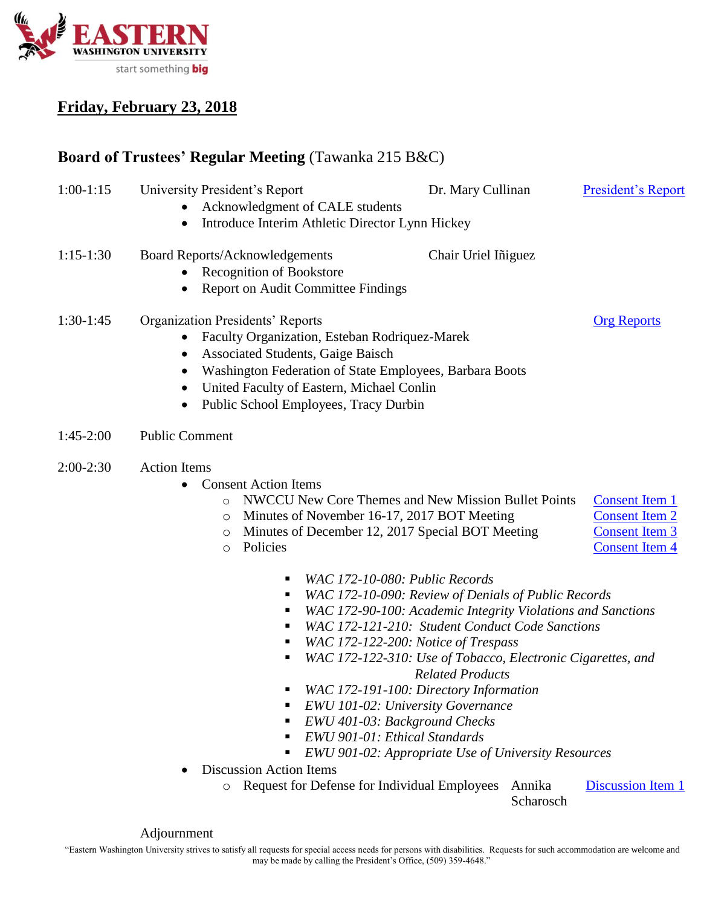**Friday, February 23, 2018**

## Board of Trustees' Regular Meeting (Tawanka 215 B&C)

1:00-1:15 University President's Report — Dr. Mary Cullinan — President's Report
- Acknowledgment of CALE students
- Introduce Interim Athletic Director Lynn Hickey

1:15-1:30 Board Reports/Acknowledgements — Chair Uriel Iñiguez
- Recognition of Bookstore
- Report on Audit Committee Findings

1:30-1:45 Organization Presidents' Reports — Org Reports
- Faculty Organization, Esteban Rodriquez-Marek
- Associated Students, Gaige Baisch
- Washington Federation of State Employees, Barbara Boots
- United Faculty of Eastern, Michael Conlin
- Public School Employees, Tracy Durbin

1:45-2:00 Public Comment

2:00-2:30 Action Items
- Consent Action Items
  - NWCCU New Core Themes and New Mission Bullet Points — Consent Item 1
  - Minutes of November 16-17, 2017 BOT Meeting — Consent Item 2
  - Minutes of December 12, 2017 Special BOT Meeting — Consent Item 3
  - Policies — Consent Item 4
    - *WAC 172-10-080: Public Records*
    - *WAC 172-10-090: Review of Denials of Public Records*
    - *WAC 172-90-100: Academic Integrity Violations and Sanctions*
    - *WAC 172-121-210: Student Conduct Code Sanctions*
    - *WAC 172-122-200: Notice of Trespass*
    - *WAC 172-122-310: Use of Tobacco, Electronic Cigarettes, and Related Products*
    - *WAC 172-191-100: Directory Information*
    - *EWU 101-02: University Governance*
    - *EWU 401-03: Background Checks*
    - *EWU 901-01: Ethical Standards*
    - *EWU 901-02: Appropriate Use of University Resources*
- Discussion Action Items
  - Request for Defense for Individual Employees — Annika Scharosch — Discussion Item 1

Adjournment

"Eastern Washington University strives to satisfy all requests for special access needs for persons with disabilities. Requests for such accommodation are welcome and may be made by calling the President's Office, (509) 359-4648."